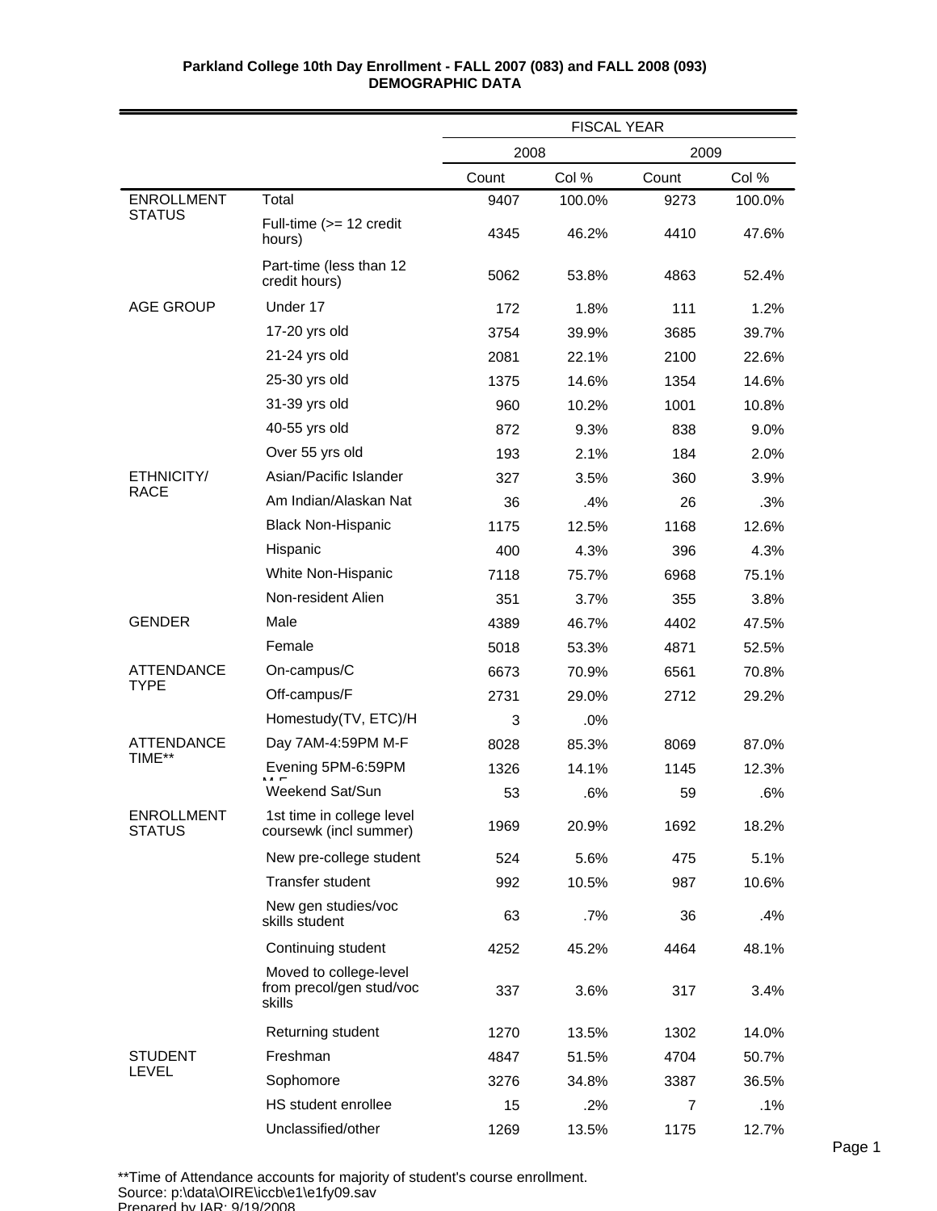**Parkland College 10th Day Enrollment - FALL 2007 (083) and FALL 2008 (093)**
**DEMOGRAPHIC DATA**

| | | FISCAL YEAR | | | |
|---|---|---|---|---|---|
| | | 2008 | | 2009 | |
| | | Count | Col % | Count | Col % |
| ENROLLMENT STATUS | Total | 9407 | 100.0% | 9273 | 100.0% |
| | Full-time (>= 12 credit hours) | 4345 | 46.2% | 4410 | 47.6% |
| | Part-time (less than 12 credit hours) | 5062 | 53.8% | 4863 | 52.4% |
| AGE GROUP | Under 17 | 172 | 1.8% | 111 | 1.2% |
| | 17-20 yrs old | 3754 | 39.9% | 3685 | 39.7% |
| | 21-24 yrs old | 2081 | 22.1% | 2100 | 22.6% |
| | 25-30 yrs old | 1375 | 14.6% | 1354 | 14.6% |
| | 31-39 yrs old | 960 | 10.2% | 1001 | 10.8% |
| | 40-55 yrs old | 872 | 9.3% | 838 | 9.0% |
| | Over 55 yrs old | 193 | 2.1% | 184 | 2.0% |
| ETHNICITY/ RACE | Asian/Pacific Islander | 327 | 3.5% | 360 | 3.9% |
| | Am Indian/Alaskan Nat | 36 | .4% | 26 | .3% |
| | Black Non-Hispanic | 1175 | 12.5% | 1168 | 12.6% |
| | Hispanic | 400 | 4.3% | 396 | 4.3% |
| | White Non-Hispanic | 7118 | 75.7% | 6968 | 75.1% |
| | Non-resident Alien | 351 | 3.7% | 355 | 3.8% |
| GENDER | Male | 4389 | 46.7% | 4402 | 47.5% |
| | Female | 5018 | 53.3% | 4871 | 52.5% |
| ATTENDANCE TYPE | On-campus/C | 6673 | 70.9% | 6561 | 70.8% |
| | Off-campus/F | 2731 | 29.0% | 2712 | 29.2% |
| | Homestudy(TV, ETC)/H | 3 | .0% | | |
| ATTENDANCE TIME** | Day 7AM-4:59PM M-F | 8028 | 85.3% | 8069 | 87.0% |
| | Evening 5PM-6:59PM M-F | 1326 | 14.1% | 1145 | 12.3% |
| | Weekend Sat/Sun | 53 | .6% | 59 | .6% |
| ENROLLMENT STATUS | 1st time in college level coursewk (incl summer) | 1969 | 20.9% | 1692 | 18.2% |
| | New pre-college student | 524 | 5.6% | 475 | 5.1% |
| | Transfer student | 992 | 10.5% | 987 | 10.6% |
| | New gen studies/voc skills student | 63 | .7% | 36 | .4% |
| | Continuing student | 4252 | 45.2% | 4464 | 48.1% |
| | Moved to college-level from precol/gen stud/voc skills | 337 | 3.6% | 317 | 3.4% |
| | Returning student | 1270 | 13.5% | 1302 | 14.0% |
| STUDENT LEVEL | Freshman | 4847 | 51.5% | 4704 | 50.7% |
| | Sophomore | 3276 | 34.8% | 3387 | 36.5% |
| | HS student enrollee | 15 | .2% | 7 | .1% |
| | Unclassified/other | 1269 | 13.5% | 1175 | 12.7% |

**Time of Attendance accounts for majority of student's course enrollment.
Source: p:\data\OIRE\iccb\e1\e1fy09.sav
Prepared by IAR; 9/19/2008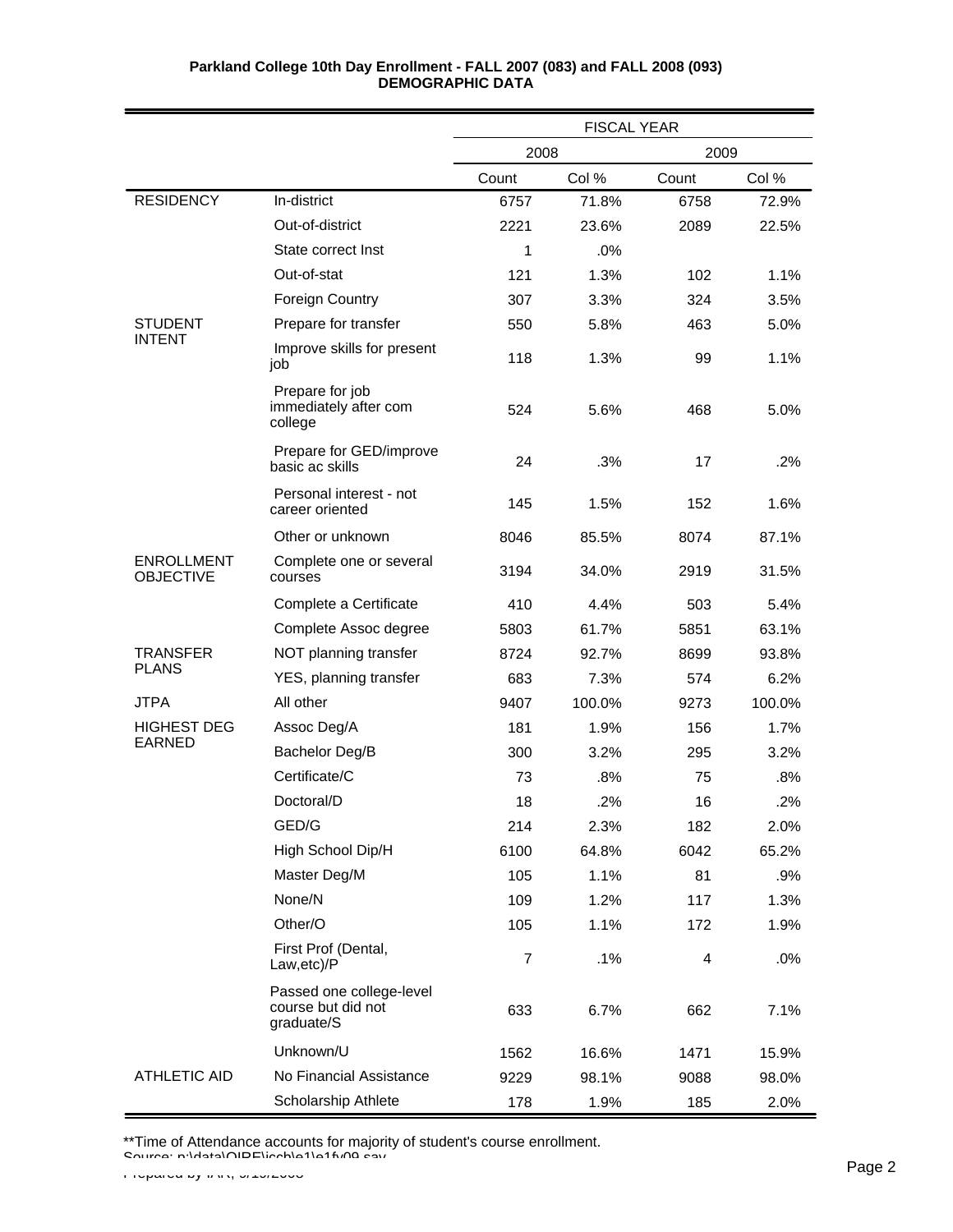**Parkland College 10th Day Enrollment - FALL 2007 (083) and FALL 2008 (093)**
**DEMOGRAPHIC DATA**

| | | FISCAL YEAR | | | |
|---|---|---|---|---|---|
| | | 2008 | | 2009 | |
| | | Count | Col % | Count | Col % |
| RESIDENCY | In-district | 6757 | 71.8% | 6758 | 72.9% |
| | Out-of-district | 2221 | 23.6% | 2089 | 22.5% |
| | State correct Inst | 1 | .0% | | |
| | Out-of-stat | 121 | 1.3% | 102 | 1.1% |
| | Foreign Country | 307 | 3.3% | 324 | 3.5% |
| STUDENT INTENT | Prepare for transfer | 550 | 5.8% | 463 | 5.0% |
| | Improve skills for present job | 118 | 1.3% | 99 | 1.1% |
| | Prepare for job immediately after com college | 524 | 5.6% | 468 | 5.0% |
| | Prepare for GED/improve basic ac skills | 24 | .3% | 17 | .2% |
| | Personal interest - not career oriented | 145 | 1.5% | 152 | 1.6% |
| | Other or unknown | 8046 | 85.5% | 8074 | 87.1% |
| ENROLLMENT OBJECTIVE | Complete one or several courses | 3194 | 34.0% | 2919 | 31.5% |
| | Complete a Certificate | 410 | 4.4% | 503 | 5.4% |
| | Complete Assoc degree | 5803 | 61.7% | 5851 | 63.1% |
| TRANSFER PLANS | NOT planning transfer | 8724 | 92.7% | 8699 | 93.8% |
| | YES, planning transfer | 683 | 7.3% | 574 | 6.2% |
| JTPA | All other | 9407 | 100.0% | 9273 | 100.0% |
| HIGHEST DEG EARNED | Assoc Deg/A | 181 | 1.9% | 156 | 1.7% |
| | Bachelor Deg/B | 300 | 3.2% | 295 | 3.2% |
| | Certificate/C | 73 | .8% | 75 | .8% |
| | Doctoral/D | 18 | .2% | 16 | .2% |
| | GED/G | 214 | 2.3% | 182 | 2.0% |
| | High School Dip/H | 6100 | 64.8% | 6042 | 65.2% |
| | Master Deg/M | 105 | 1.1% | 81 | .9% |
| | None/N | 109 | 1.2% | 117 | 1.3% |
| | Other/O | 105 | 1.1% | 172 | 1.9% |
| | First Prof (Dental, Law,etc)/P | 7 | .1% | 4 | .0% |
| | Passed one college-level course but did not graduate/S | 633 | 6.7% | 662 | 7.1% |
| | Unknown/U | 1562 | 16.6% | 1471 | 15.9% |
| ATHLETIC AID | No Financial Assistance | 9229 | 98.1% | 9088 | 98.0% |
| | Scholarship Athlete | 178 | 1.9% | 185 | 2.0% |

**Time of Attendance accounts for majority of student's course enrollment.
Source: p:\data\OIRE\iccb\e1\e1fy09.sav
Prepared by IAR, 9/10/2008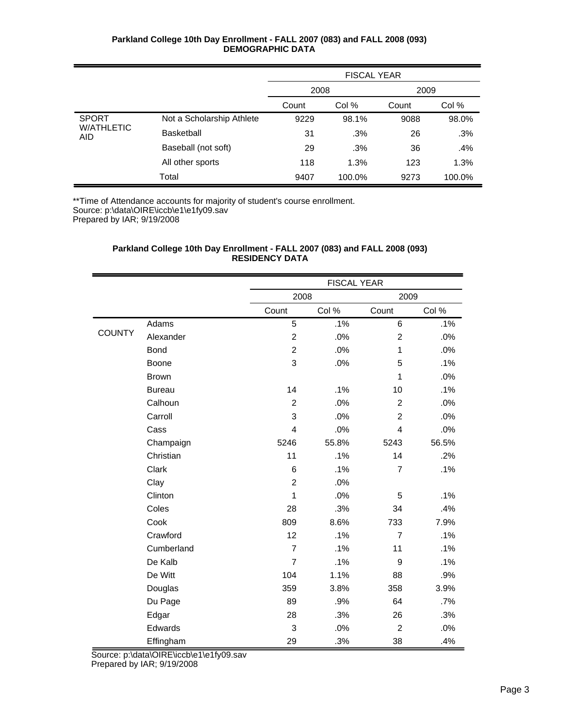**Parkland College 10th Day Enrollment - FALL 2007 (083) and FALL 2008 (093)**
**DEMOGRAPHIC DATA**

| | | FISCAL YEAR | | | |
|---|---|---|---|---|---|
| | | 2008 | | 2009 | |
| | | Count | Col % | Count | Col % |
| SPORT W/ATHLETIC AID | Not a Scholarship Athlete | 9229 | 98.1% | 9088 | 98.0% |
| | Basketball | 31 | .3% | 26 | .3% |
| | Baseball (not soft) | 29 | .3% | 36 | .4% |
| | All other sports | 118 | 1.3% | 123 | 1.3% |
| | Total | 9407 | 100.0% | 9273 | 100.0% |

**Time of Attendance accounts for majority of student's course enrollment.
Source: p:\data\OIRE\iccb\e1\e1fy09.sav
Prepared by IAR; 9/19/2008

**Parkland College 10th Day Enrollment - FALL 2007 (083) and FALL 2008 (093)**
**RESIDENCY DATA**

| | | FISCAL YEAR | | | |
|---|---|---|---|---|---|
| | | 2008 | | 2009 | |
| | | Count | Col % | Count | Col % |
| COUNTY | Adams | 5 | .1% | 6 | .1% |
| | Alexander | 2 | .0% | 2 | .0% |
| | Bond | 2 | .0% | 1 | .0% |
| | Boone | 3 | .0% | 5 | .1% |
| | Brown | | | 1 | .0% |
| | Bureau | 14 | .1% | 10 | .1% |
| | Calhoun | 2 | .0% | 2 | .0% |
| | Carroll | 3 | .0% | 2 | .0% |
| | Cass | 4 | .0% | 4 | .0% |
| | Champaign | 5246 | 55.8% | 5243 | 56.5% |
| | Christian | 11 | .1% | 14 | .2% |
| | Clark | 6 | .1% | 7 | .1% |
| | Clay | 2 | .0% | | |
| | Clinton | 1 | .0% | 5 | .1% |
| | Coles | 28 | .3% | 34 | .4% |
| | Cook | 809 | 8.6% | 733 | 7.9% |
| | Crawford | 12 | .1% | 7 | .1% |
| | Cumberland | 7 | .1% | 11 | .1% |
| | De Kalb | 7 | .1% | 9 | .1% |
| | De Witt | 104 | 1.1% | 88 | .9% |
| | Douglas | 359 | 3.8% | 358 | 3.9% |
| | Du Page | 89 | .9% | 64 | .7% |
| | Edgar | 28 | .3% | 26 | .3% |
| | Edwards | 3 | .0% | 2 | .0% |
| | Effingham | 29 | .3% | 38 | .4% |

Source: p:\data\OIRE\iccb\e1\e1fy09.sav
Prepared by IAR; 9/19/2008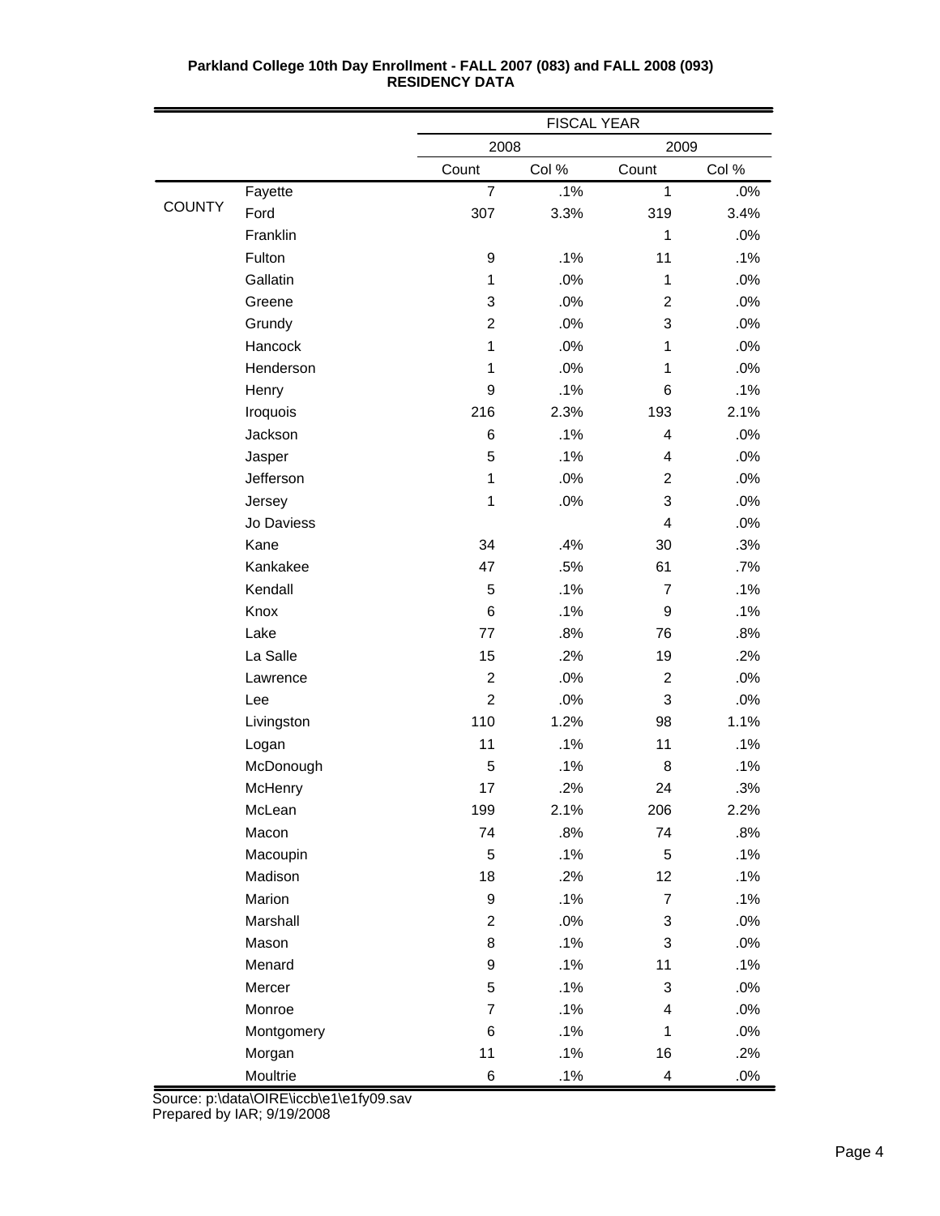**Parkland College 10th Day Enrollment - FALL 2007 (083) and FALL 2008 (093)**
**RESIDENCY DATA**

| | | FISCAL YEAR | | | |
|---|---|---|---|---|---|
| | | 2008 | | 2009 | |
| | | Count | Col % | Count | Col % |
| COUNTY | Fayette | 7 | .1% | 1 | .0% |
| | Ford | 307 | 3.3% | 319 | 3.4% |
| | Franklin | | | 1 | .0% |
| | Fulton | 9 | .1% | 11 | .1% |
| | Gallatin | 1 | .0% | 1 | .0% |
| | Greene | 3 | .0% | 2 | .0% |
| | Grundy | 2 | .0% | 3 | .0% |
| | Hancock | 1 | .0% | 1 | .0% |
| | Henderson | 1 | .0% | 1 | .0% |
| | Henry | 9 | .1% | 6 | .1% |
| | Iroquois | 216 | 2.3% | 193 | 2.1% |
| | Jackson | 6 | .1% | 4 | .0% |
| | Jasper | 5 | .1% | 4 | .0% |
| | Jefferson | 1 | .0% | 2 | .0% |
| | Jersey | 1 | .0% | 3 | .0% |
| | Jo Daviess | | | 4 | .0% |
| | Kane | 34 | .4% | 30 | .3% |
| | Kankakee | 47 | .5% | 61 | .7% |
| | Kendall | 5 | .1% | 7 | .1% |
| | Knox | 6 | .1% | 9 | .1% |
| | Lake | 77 | .8% | 76 | .8% |
| | La Salle | 15 | .2% | 19 | .2% |
| | Lawrence | 2 | .0% | 2 | .0% |
| | Lee | 2 | .0% | 3 | .0% |
| | Livingston | 110 | 1.2% | 98 | 1.1% |
| | Logan | 11 | .1% | 11 | .1% |
| | McDonough | 5 | .1% | 8 | .1% |
| | McHenry | 17 | .2% | 24 | .3% |
| | McLean | 199 | 2.1% | 206 | 2.2% |
| | Macon | 74 | .8% | 74 | .8% |
| | Macoupin | 5 | .1% | 5 | .1% |
| | Madison | 18 | .2% | 12 | .1% |
| | Marion | 9 | .1% | 7 | .1% |
| | Marshall | 2 | .0% | 3 | .0% |
| | Mason | 8 | .1% | 3 | .0% |
| | Menard | 9 | .1% | 11 | .1% |
| | Mercer | 5 | .1% | 3 | .0% |
| | Monroe | 7 | .1% | 4 | .0% |
| | Montgomery | 6 | .1% | 1 | .0% |
| | Morgan | 11 | .1% | 16 | .2% |
| | Moultrie | 6 | .1% | 4 | .0% |

Source: p:\data\OIRE\iccb\e1\e1fy09.sav
Prepared by IAR; 9/19/2008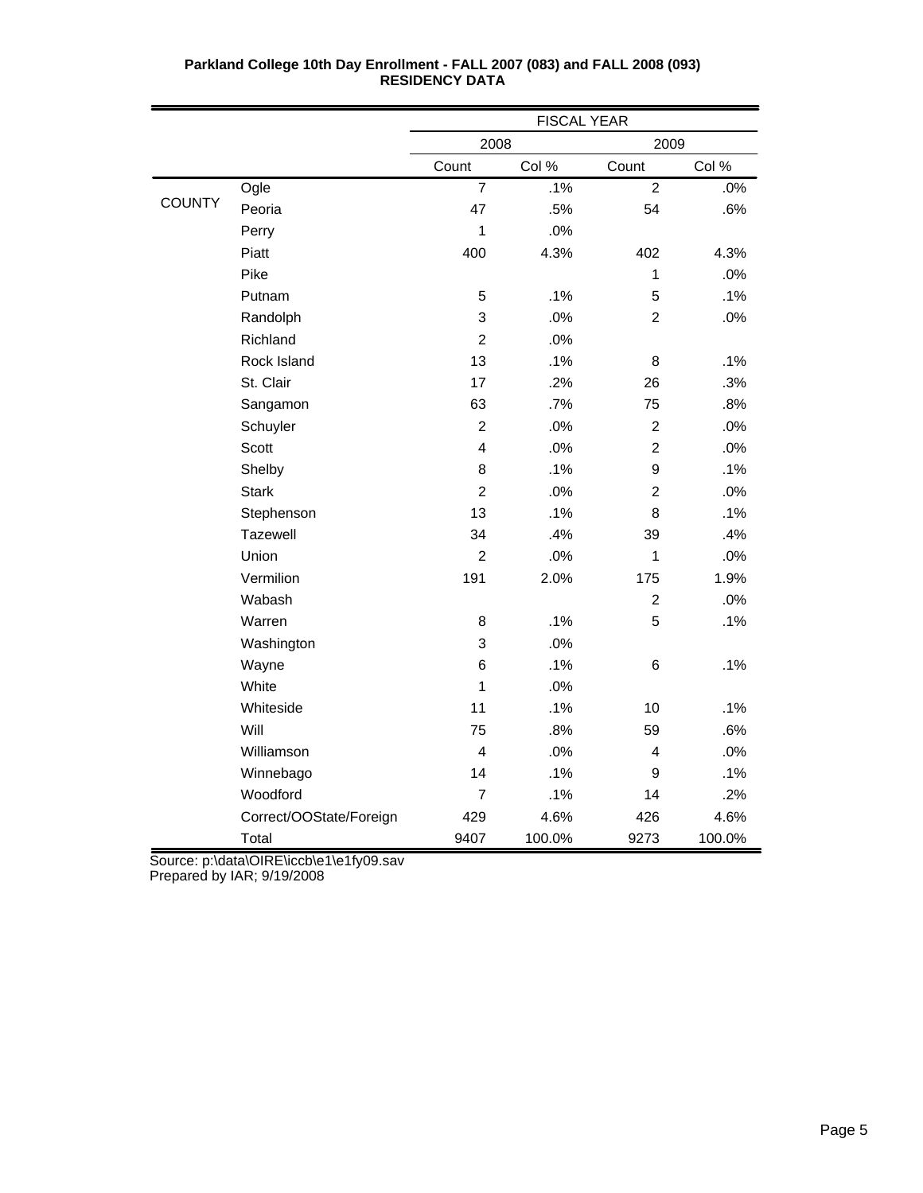**Parkland College 10th Day Enrollment - FALL 2007 (083) and FALL 2008 (093)**
**RESIDENCY DATA**

| | | FISCAL YEAR | | | |
|---|---|---|---|---|---|
| | | 2008 | | 2009 | |
| | | Count | Col % | Count | Col % |
| COUNTY | Ogle | 7 | .1% | 2 | .0% |
| | Peoria | 47 | .5% | 54 | .6% |
| | Perry | 1 | .0% | | |
| | Piatt | 400 | 4.3% | 402 | 4.3% |
| | Pike | | | 1 | .0% |
| | Putnam | 5 | .1% | 5 | .1% |
| | Randolph | 3 | .0% | 2 | .0% |
| | Richland | 2 | .0% | | |
| | Rock Island | 13 | .1% | 8 | .1% |
| | St. Clair | 17 | .2% | 26 | .3% |
| | Sangamon | 63 | .7% | 75 | .8% |
| | Schuyler | 2 | .0% | 2 | .0% |
| | Scott | 4 | .0% | 2 | .0% |
| | Shelby | 8 | .1% | 9 | .1% |
| | Stark | 2 | .0% | 2 | .0% |
| | Stephenson | 13 | .1% | 8 | .1% |
| | Tazewell | 34 | .4% | 39 | .4% |
| | Union | 2 | .0% | 1 | .0% |
| | Vermilion | 191 | 2.0% | 175 | 1.9% |
| | Wabash | | | 2 | .0% |
| | Warren | 8 | .1% | 5 | .1% |
| | Washington | 3 | .0% | | |
| | Wayne | 6 | .1% | 6 | .1% |
| | White | 1 | .0% | | |
| | Whiteside | 11 | .1% | 10 | .1% |
| | Will | 75 | .8% | 59 | .6% |
| | Williamson | 4 | .0% | 4 | .0% |
| | Winnebago | 14 | .1% | 9 | .1% |
| | Woodford | 7 | .1% | 14 | .2% |
| | Correct/OOState/Foreign | 429 | 4.6% | 426 | 4.6% |
| | Total | 9407 | 100.0% | 9273 | 100.0% |

Source: p:\data\OIRE\iccb\e1\e1fy09.sav
Prepared by IAR; 9/19/2008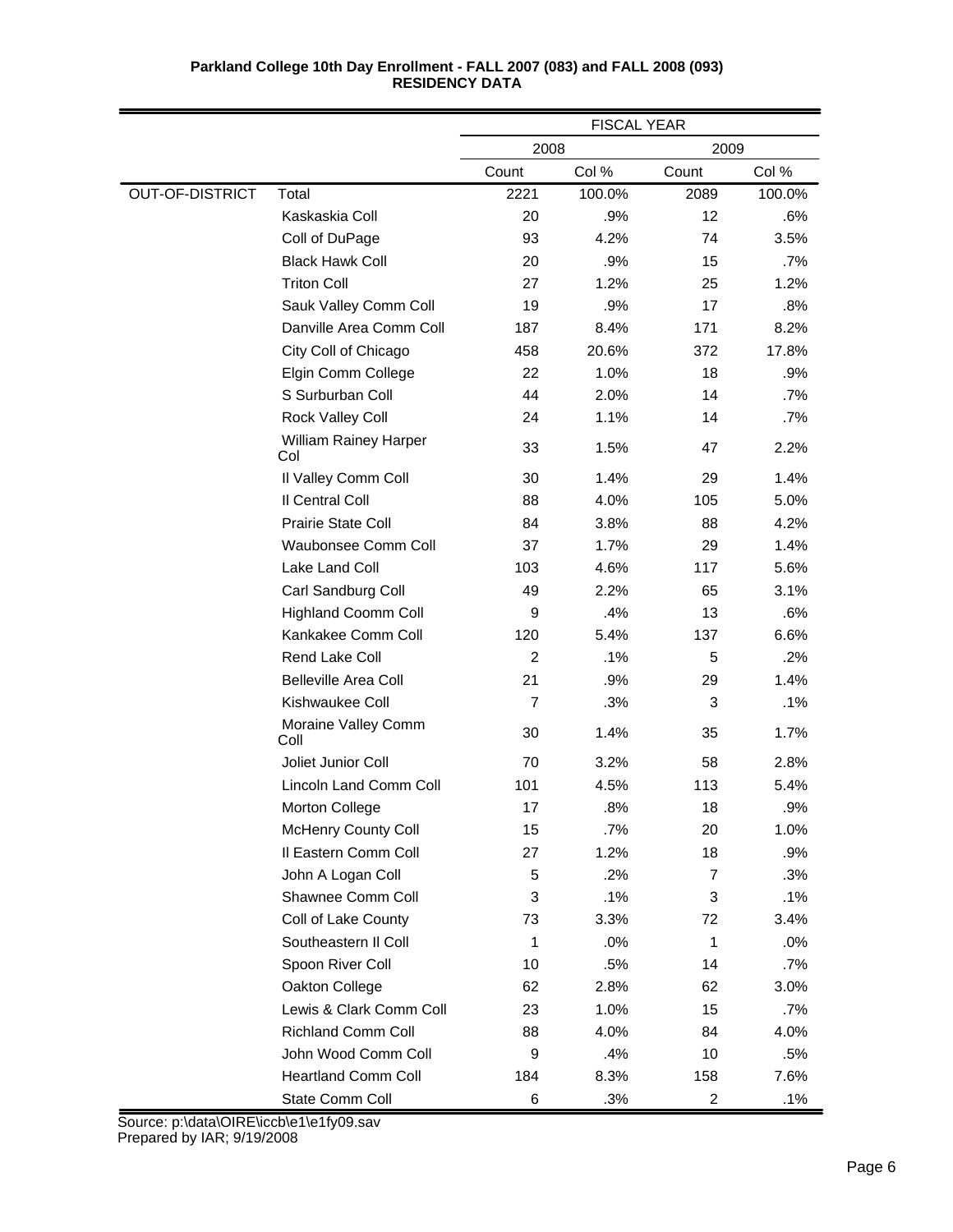**Parkland College 10th Day Enrollment - FALL 2007 (083) and FALL 2008 (093)**
**RESIDENCY DATA**

| | | FISCAL YEAR | | | |
|---|---|---|---|---|---|
| | | 2008 | | 2009 | |
| | | Count | Col % | Count | Col % |
| OUT-OF-DISTRICT | Total | 2221 | 100.0% | 2089 | 100.0% |
| | Kaskaskia Coll | 20 | .9% | 12 | .6% |
| | Coll of DuPage | 93 | 4.2% | 74 | 3.5% |
| | Black Hawk Coll | 20 | .9% | 15 | .7% |
| | Triton Coll | 27 | 1.2% | 25 | 1.2% |
| | Sauk Valley Comm Coll | 19 | .9% | 17 | .8% |
| | Danville Area Comm Coll | 187 | 8.4% | 171 | 8.2% |
| | City Coll of Chicago | 458 | 20.6% | 372 | 17.8% |
| | Elgin Comm College | 22 | 1.0% | 18 | .9% |
| | S Surburban Coll | 44 | 2.0% | 14 | .7% |
| | Rock Valley Coll | 24 | 1.1% | 14 | .7% |
| | William Rainey Harper Col | 33 | 1.5% | 47 | 2.2% |
| | Il Valley Comm Coll | 30 | 1.4% | 29 | 1.4% |
| | Il Central Coll | 88 | 4.0% | 105 | 5.0% |
| | Prairie State Coll | 84 | 3.8% | 88 | 4.2% |
| | Waubonsee Comm Coll | 37 | 1.7% | 29 | 1.4% |
| | Lake Land Coll | 103 | 4.6% | 117 | 5.6% |
| | Carl Sandburg Coll | 49 | 2.2% | 65 | 3.1% |
| | Highland Coomm Coll | 9 | .4% | 13 | .6% |
| | Kankakee Comm Coll | 120 | 5.4% | 137 | 6.6% |
| | Rend Lake Coll | 2 | .1% | 5 | .2% |
| | Belleville Area Coll | 21 | .9% | 29 | 1.4% |
| | Kishwaukee Coll | 7 | .3% | 3 | .1% |
| | Moraine Valley Comm Coll | 30 | 1.4% | 35 | 1.7% |
| | Joliet Junior Coll | 70 | 3.2% | 58 | 2.8% |
| | Lincoln Land Comm Coll | 101 | 4.5% | 113 | 5.4% |
| | Morton College | 17 | .8% | 18 | .9% |
| | McHenry County Coll | 15 | .7% | 20 | 1.0% |
| | Il Eastern Comm Coll | 27 | 1.2% | 18 | .9% |
| | John A Logan Coll | 5 | .2% | 7 | .3% |
| | Shawnee Comm Coll | 3 | .1% | 3 | .1% |
| | Coll of Lake County | 73 | 3.3% | 72 | 3.4% |
| | Southeastern Il Coll | 1 | .0% | 1 | .0% |
| | Spoon River Coll | 10 | .5% | 14 | .7% |
| | Oakton College | 62 | 2.8% | 62 | 3.0% |
| | Lewis & Clark Comm Coll | 23 | 1.0% | 15 | .7% |
| | Richland Comm Coll | 88 | 4.0% | 84 | 4.0% |
| | John Wood Comm Coll | 9 | .4% | 10 | .5% |
| | Heartland Comm Coll | 184 | 8.3% | 158 | 7.6% |
| | State Comm Coll | 6 | .3% | 2 | .1% |

Source: p:\data\OIRE\iccb\e1\e1fy09.sav
Prepared by IAR; 9/19/2008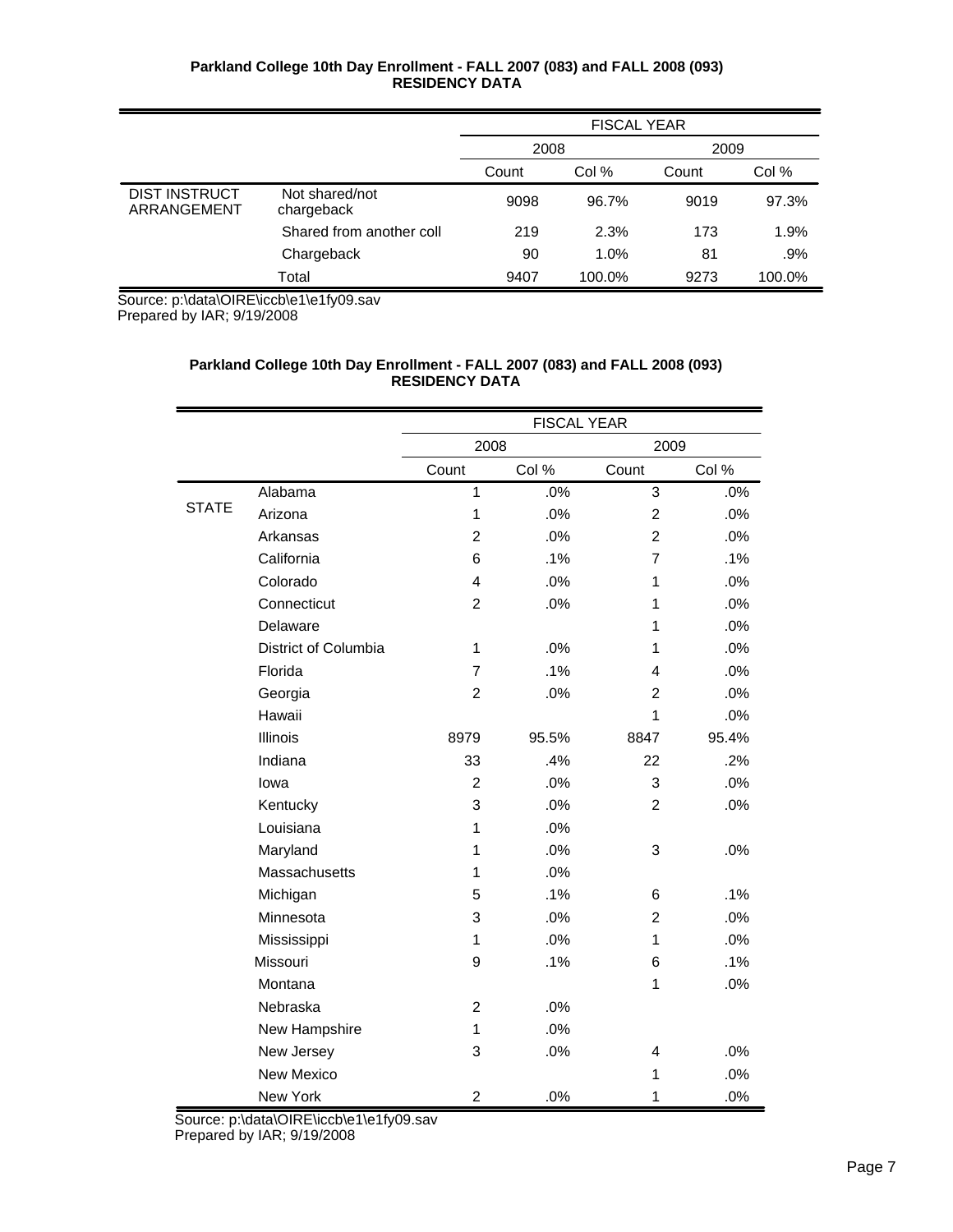**Parkland College 10th Day Enrollment - FALL 2007 (083) and FALL 2008 (093)**
**RESIDENCY DATA**

| | | FISCAL YEAR | | | |
|---|---|---|---|---|---|
| | | 2008 | | 2009 | |
| | | Count | Col % | Count | Col % |
| DIST INSTRUCT ARRANGEMENT | Not shared/not chargeback | 9098 | 96.7% | 9019 | 97.3% |
| | Shared from another coll | 219 | 2.3% | 173 | 1.9% |
| | Chargeback | 90 | 1.0% | 81 | .9% |
| | Total | 9407 | 100.0% | 9273 | 100.0% |

Source: p:\data\OIRE\iccb\e1\e1fy09.sav
Prepared by IAR; 9/19/2008

**Parkland College 10th Day Enrollment - FALL 2007 (083) and FALL 2008 (093)**
**RESIDENCY DATA**

| | | FISCAL YEAR | | | |
|---|---|---|---|---|---|
| | | 2008 | | 2009 | |
| | | Count | Col % | Count | Col % |
| STATE | Alabama | 1 | .0% | 3 | .0% |
| | Arizona | 1 | .0% | 2 | .0% |
| | Arkansas | 2 | .0% | 2 | .0% |
| | California | 6 | .1% | 7 | .1% |
| | Colorado | 4 | .0% | 1 | .0% |
| | Connecticut | 2 | .0% | 1 | .0% |
| | Delaware | | | 1 | .0% |
| | District of Columbia | 1 | .0% | 1 | .0% |
| | Florida | 7 | .1% | 4 | .0% |
| | Georgia | 2 | .0% | 2 | .0% |
| | Hawaii | | | 1 | .0% |
| | Illinois | 8979 | 95.5% | 8847 | 95.4% |
| | Indiana | 33 | .4% | 22 | .2% |
| | Iowa | 2 | .0% | 3 | .0% |
| | Kentucky | 3 | .0% | 2 | .0% |
| | Louisiana | 1 | .0% | | |
| | Maryland | 1 | .0% | 3 | .0% |
| | Massachusetts | 1 | .0% | | |
| | Michigan | 5 | .1% | 6 | .1% |
| | Minnesota | 3 | .0% | 2 | .0% |
| | Mississippi | 1 | .0% | 1 | .0% |
| | Missouri | 9 | .1% | 6 | .1% |
| | Montana | | | 1 | .0% |
| | Nebraska | 2 | .0% | | |
| | New Hampshire | 1 | .0% | | |
| | New Jersey | 3 | .0% | 4 | .0% |
| | New Mexico | | | 1 | .0% |
| | New York | 2 | .0% | 1 | .0% |

Source: p:\data\OIRE\iccb\e1\e1fy09.sav
Prepared by IAR; 9/19/2008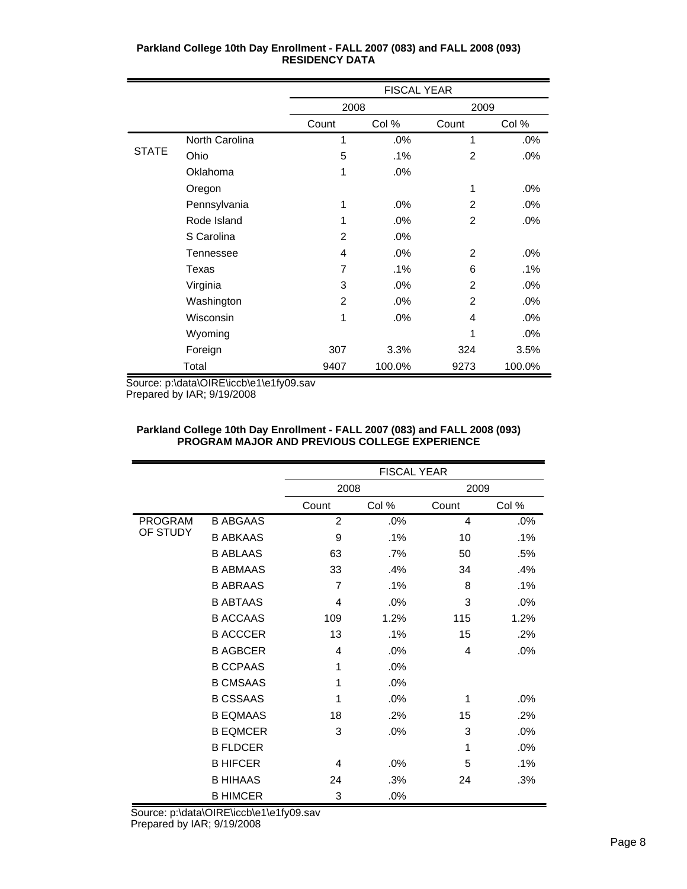**Parkland College 10th Day Enrollment - FALL 2007 (083) and FALL 2008 (093)**
**RESIDENCY DATA**

| | | FISCAL YEAR | | | |
|---|---|---|---|---|---|
| | | 2008 | | 2009 | |
| | | Count | Col % | Count | Col % |
| STATE | North Carolina | 1 | .0% | 1 | .0% |
| | Ohio | 5 | .1% | 2 | .0% |
| | Oklahoma | 1 | .0% | | |
| | Oregon | | | 1 | .0% |
| | Pennsylvania | 1 | .0% | 2 | .0% |
| | Rode Island | 1 | .0% | 2 | .0% |
| | S Carolina | 2 | .0% | | |
| | Tennessee | 4 | .0% | 2 | .0% |
| | Texas | 7 | .1% | 6 | .1% |
| | Virginia | 3 | .0% | 2 | .0% |
| | Washington | 2 | .0% | 2 | .0% |
| | Wisconsin | 1 | .0% | 4 | .0% |
| | Wyoming | | | 1 | .0% |
| | Foreign | 307 | 3.3% | 324 | 3.5% |
| | Total | 9407 | 100.0% | 9273 | 100.0% |

Source: p:\data\OIRE\iccb\e1\e1fy09.sav
Prepared by IAR; 9/19/2008

**Parkland College 10th Day Enrollment - FALL 2007 (083) and FALL 2008 (093)**
**PROGRAM MAJOR AND PREVIOUS COLLEGE EXPERIENCE**

| | | FISCAL YEAR | | | |
|---|---|---|---|---|---|
| | | 2008 | | 2009 | |
| | | Count | Col % | Count | Col % |
| PROGRAM OF STUDY | B ABGAAS | 2 | .0% | 4 | .0% |
| | B ABKAAS | 9 | .1% | 10 | .1% |
| | B ABLAAS | 63 | .7% | 50 | .5% |
| | B ABMAAS | 33 | .4% | 34 | .4% |
| | B ABRAAS | 7 | .1% | 8 | .1% |
| | B ABTAAS | 4 | .0% | 3 | .0% |
| | B ACCAAS | 109 | 1.2% | 115 | 1.2% |
| | B ACCCER | 13 | .1% | 15 | .2% |
| | B AGBCER | 4 | .0% | 4 | .0% |
| | B CCPAAS | 1 | .0% | | |
| | B CMSAAS | 1 | .0% | | |
| | B CSSAAS | 1 | .0% | 1 | .0% |
| | B EQMAAS | 18 | .2% | 15 | .2% |
| | B EQMCER | 3 | .0% | 3 | .0% |
| | B FLDCER | | | 1 | .0% |
| | B HIFCER | 4 | .0% | 5 | .1% |
| | B HIHAAS | 24 | .3% | 24 | .3% |
| | B HIMCER | 3 | .0% | | |

Source: p:\data\OIRE\iccb\e1\e1fy09.sav
Prepared by IAR; 9/19/2008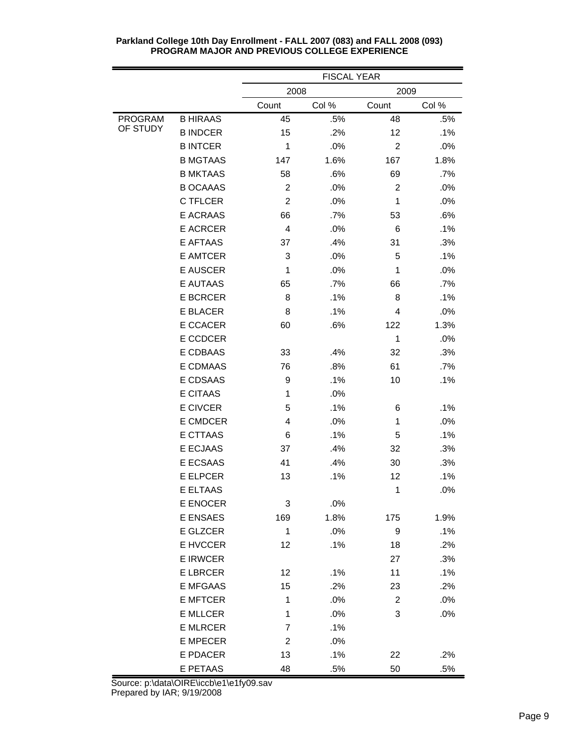**Parkland College 10th Day Enrollment - FALL 2007 (083) and FALL 2008 (093)**
**PROGRAM MAJOR AND PREVIOUS COLLEGE EXPERIENCE**

| | | FISCAL YEAR | | | |
|---|---|---|---|---|---|
| | | 2008 | | 2009 | |
| | | Count | Col % | Count | Col % |
| PROGRAM OF STUDY | B HIRAAS | 45 | .5% | 48 | .5% |
| | B INDCER | 15 | .2% | 12 | .1% |
| | B INTCER | 1 | .0% | 2 | .0% |
| | B MGTAAS | 147 | 1.6% | 167 | 1.8% |
| | B MKTAAS | 58 | .6% | 69 | .7% |
| | B OCAAAS | 2 | .0% | 2 | .0% |
| | C TFLCER | 2 | .0% | 1 | .0% |
| | E ACRAAS | 66 | .7% | 53 | .6% |
| | E ACRCER | 4 | .0% | 6 | .1% |
| | E AFTAAS | 37 | .4% | 31 | .3% |
| | E AMTCER | 3 | .0% | 5 | .1% |
| | E AUSCER | 1 | .0% | 1 | .0% |
| | E AUTAAS | 65 | .7% | 66 | .7% |
| | E BCRCER | 8 | .1% | 8 | .1% |
| | E BLACER | 8 | .1% | 4 | .0% |
| | E CCACER | 60 | .6% | 122 | 1.3% |
| | E CCDCER | | | 1 | .0% |
| | E CDBAAS | 33 | .4% | 32 | .3% |
| | E CDMAAS | 76 | .8% | 61 | .7% |
| | E CDSAAS | 9 | .1% | 10 | .1% |
| | E CITAAS | 1 | .0% | | |
| | E CIVCER | 5 | .1% | 6 | .1% |
| | E CMDCER | 4 | .0% | 1 | .0% |
| | E CTTAAS | 6 | .1% | 5 | .1% |
| | E ECJAAS | 37 | .4% | 32 | .3% |
| | E ECSAAS | 41 | .4% | 30 | .3% |
| | E ELPCER | 13 | .1% | 12 | .1% |
| | E ELTAAS | | | 1 | .0% |
| | E ENOCER | 3 | .0% | | |
| | E ENSAES | 169 | 1.8% | 175 | 1.9% |
| | E GLZCER | 1 | .0% | 9 | .1% |
| | E HVCCER | 12 | .1% | 18 | .2% |
| | E IRWCER | | | 27 | .3% |
| | E LBRCER | 12 | .1% | 11 | .1% |
| | E MFGAAS | 15 | .2% | 23 | .2% |
| | E MFTCER | 1 | .0% | 2 | .0% |
| | E MLLCER | 1 | .0% | 3 | .0% |
| | E MLRCER | 7 | .1% | | |
| | E MPECER | 2 | .0% | | |
| | E PDACER | 13 | .1% | 22 | .2% |
| | E PETAAS | 48 | .5% | 50 | .5% |

Source: p:\data\OIRE\iccb\e1\e1fy09.sav
Prepared by IAR; 9/19/2008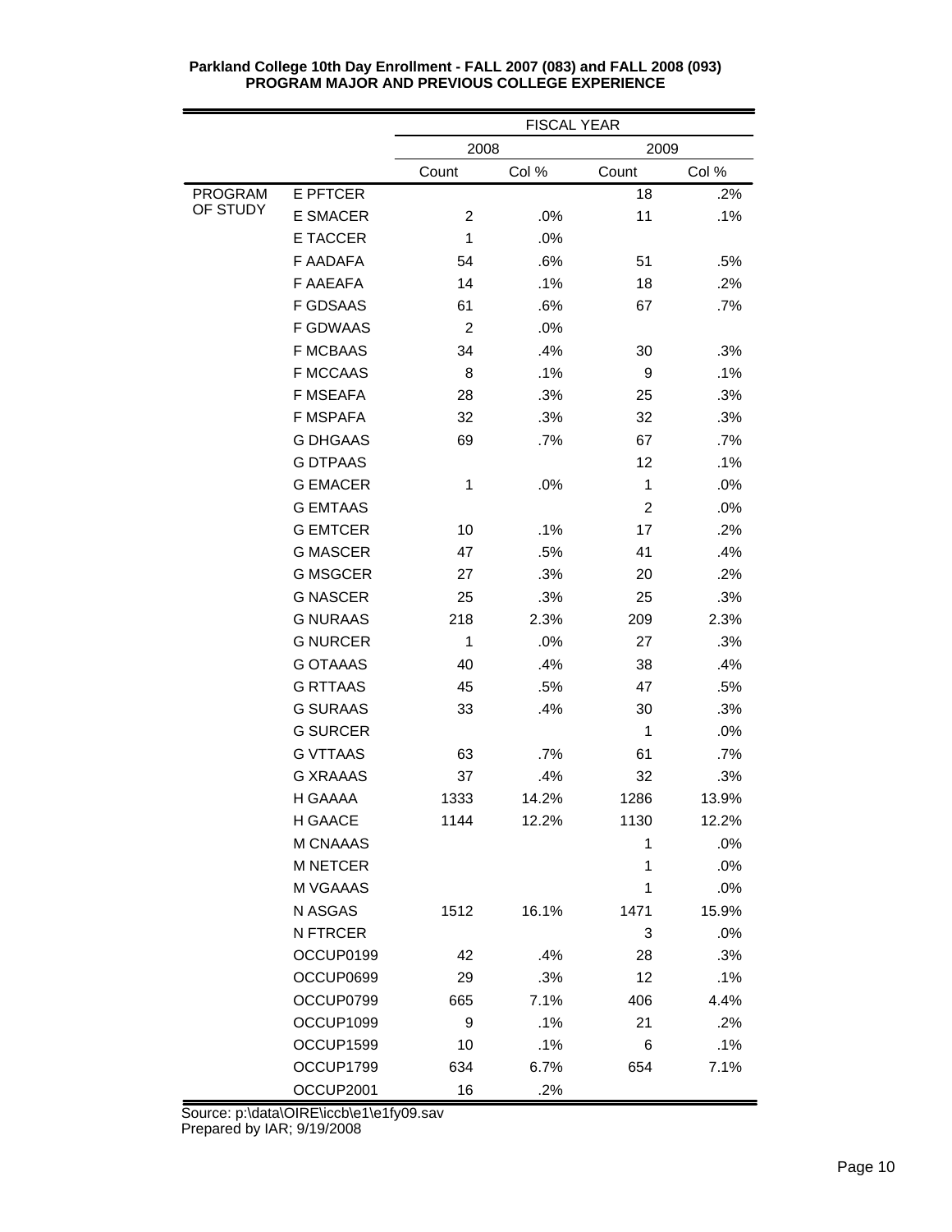**Parkland College 10th Day Enrollment - FALL 2007 (083) and FALL 2008 (093)**
**PROGRAM MAJOR AND PREVIOUS COLLEGE EXPERIENCE**

| | | FISCAL YEAR | | | |
|---|---|---|---|---|---|
| | | 2008 | | 2009 | |
| | | Count | Col % | Count | Col % |
| PROGRAM OF STUDY | E PFTCER | | | 18 | .2% |
| | E SMACER | 2 | .0% | 11 | .1% |
| | E TACCER | 1 | .0% | | |
| | F AADAFA | 54 | .6% | 51 | .5% |
| | F AAEAFA | 14 | .1% | 18 | .2% |
| | F GDSAAS | 61 | .6% | 67 | .7% |
| | F GDWAAS | 2 | .0% | | |
| | F MCBAAS | 34 | .4% | 30 | .3% |
| | F MCCAAS | 8 | .1% | 9 | .1% |
| | F MSEAFA | 28 | .3% | 25 | .3% |
| | F MSPAFA | 32 | .3% | 32 | .3% |
| | G DHGAAS | 69 | .7% | 67 | .7% |
| | G DTPAAS | | | 12 | .1% |
| | G EMACER | 1 | .0% | 1 | .0% |
| | G EMTAAS | | | 2 | .0% |
| | G EMTCER | 10 | .1% | 17 | .2% |
| | G MASCER | 47 | .5% | 41 | .4% |
| | G MSGCER | 27 | .3% | 20 | .2% |
| | G NASCER | 25 | .3% | 25 | .3% |
| | G NURAAS | 218 | 2.3% | 209 | 2.3% |
| | G NURCER | 1 | .0% | 27 | .3% |
| | G OTAAAS | 40 | .4% | 38 | .4% |
| | G RTTAAS | 45 | .5% | 47 | .5% |
| | G SURAAS | 33 | .4% | 30 | .3% |
| | G SURCER | | | 1 | .0% |
| | G VTTAAS | 63 | .7% | 61 | .7% |
| | G XRAAAS | 37 | .4% | 32 | .3% |
| | H GAAAA | 1333 | 14.2% | 1286 | 13.9% |
| | H GAACE | 1144 | 12.2% | 1130 | 12.2% |
| | M CNAAAS | | | 1 | .0% |
| | M NETCER | | | 1 | .0% |
| | M VGAAAS | | | 1 | .0% |
| | N ASGAS | 1512 | 16.1% | 1471 | 15.9% |
| | N FTRCER | | | 3 | .0% |
| | OCCUP0199 | 42 | .4% | 28 | .3% |
| | OCCUP0699 | 29 | .3% | 12 | .1% |
| | OCCUP0799 | 665 | 7.1% | 406 | 4.4% |
| | OCCUP1099 | 9 | .1% | 21 | .2% |
| | OCCUP1599 | 10 | .1% | 6 | .1% |
| | OCCUP1799 | 634 | 6.7% | 654 | 7.1% |
| | OCCUP2001 | 16 | .2% | | |

Source: p:\data\OIRE\iccb\e1\e1fy09.sav
Prepared by IAR; 9/19/2008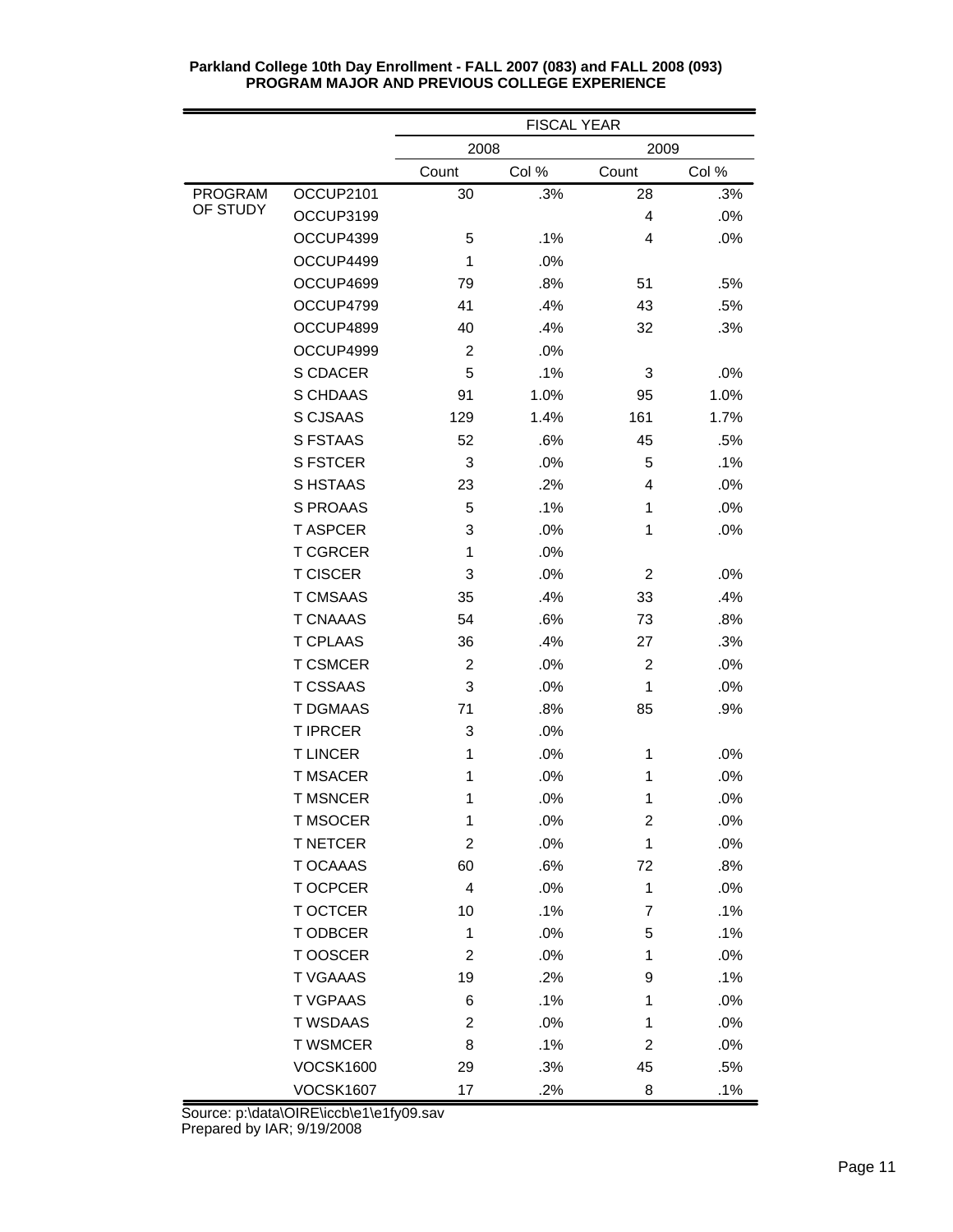**Parkland College 10th Day Enrollment - FALL 2007 (083) and FALL 2008 (093)**
**PROGRAM MAJOR AND PREVIOUS COLLEGE EXPERIENCE**

| | | FISCAL YEAR | | | |
|---|---|---|---|---|---|
| | | 2008 | | 2009 | |
| | | Count | Col % | Count | Col % |
| PROGRAM OF STUDY | OCCUP2101 | 30 | .3% | 28 | .3% |
| | OCCUP3199 | | | 4 | .0% |
| | OCCUP4399 | 5 | .1% | 4 | .0% |
| | OCCUP4499 | 1 | .0% | | |
| | OCCUP4699 | 79 | .8% | 51 | .5% |
| | OCCUP4799 | 41 | .4% | 43 | .5% |
| | OCCUP4899 | 40 | .4% | 32 | .3% |
| | OCCUP4999 | 2 | .0% | | |
| | S CDACER | 5 | .1% | 3 | .0% |
| | S CHDAAS | 91 | 1.0% | 95 | 1.0% |
| | S CJSAAS | 129 | 1.4% | 161 | 1.7% |
| | S FSTAAS | 52 | .6% | 45 | .5% |
| | S FSTCER | 3 | .0% | 5 | .1% |
| | S HSTAAS | 23 | .2% | 4 | .0% |
| | S PROAAS | 5 | .1% | 1 | .0% |
| | T ASPCER | 3 | .0% | 1 | .0% |
| | T CGRCER | 1 | .0% | | |
| | T CISCER | 3 | .0% | 2 | .0% |
| | T CMSAAS | 35 | .4% | 33 | .4% |
| | T CNAAAS | 54 | .6% | 73 | .8% |
| | T CPLAAS | 36 | .4% | 27 | .3% |
| | T CSMCER | 2 | .0% | 2 | .0% |
| | T CSSAAS | 3 | .0% | 1 | .0% |
| | T DGMAAS | 71 | .8% | 85 | .9% |
| | T IPRCER | 3 | .0% | | |
| | T LINCER | 1 | .0% | 1 | .0% |
| | T MSACER | 1 | .0% | 1 | .0% |
| | T MSNCER | 1 | .0% | 1 | .0% |
| | T MSOCER | 1 | .0% | 2 | .0% |
| | T NETCER | 2 | .0% | 1 | .0% |
| | T OCAAAS | 60 | .6% | 72 | .8% |
| | T OCPCER | 4 | .0% | 1 | .0% |
| | T OCTCER | 10 | .1% | 7 | .1% |
| | T ODBCER | 1 | .0% | 5 | .1% |
| | T OOSCER | 2 | .0% | 1 | .0% |
| | T VGAAAS | 19 | .2% | 9 | .1% |
| | T VGPAAS | 6 | .1% | 1 | .0% |
| | T WSDAAS | 2 | .0% | 1 | .0% |
| | T WSMCER | 8 | .1% | 2 | .0% |
| | VOCSK1600 | 29 | .3% | 45 | .5% |
| | VOCSK1607 | 17 | .2% | 8 | .1% |

Source: p:\data\OIRE\iccb\e1\e1fy09.sav
Prepared by IAR; 9/19/2008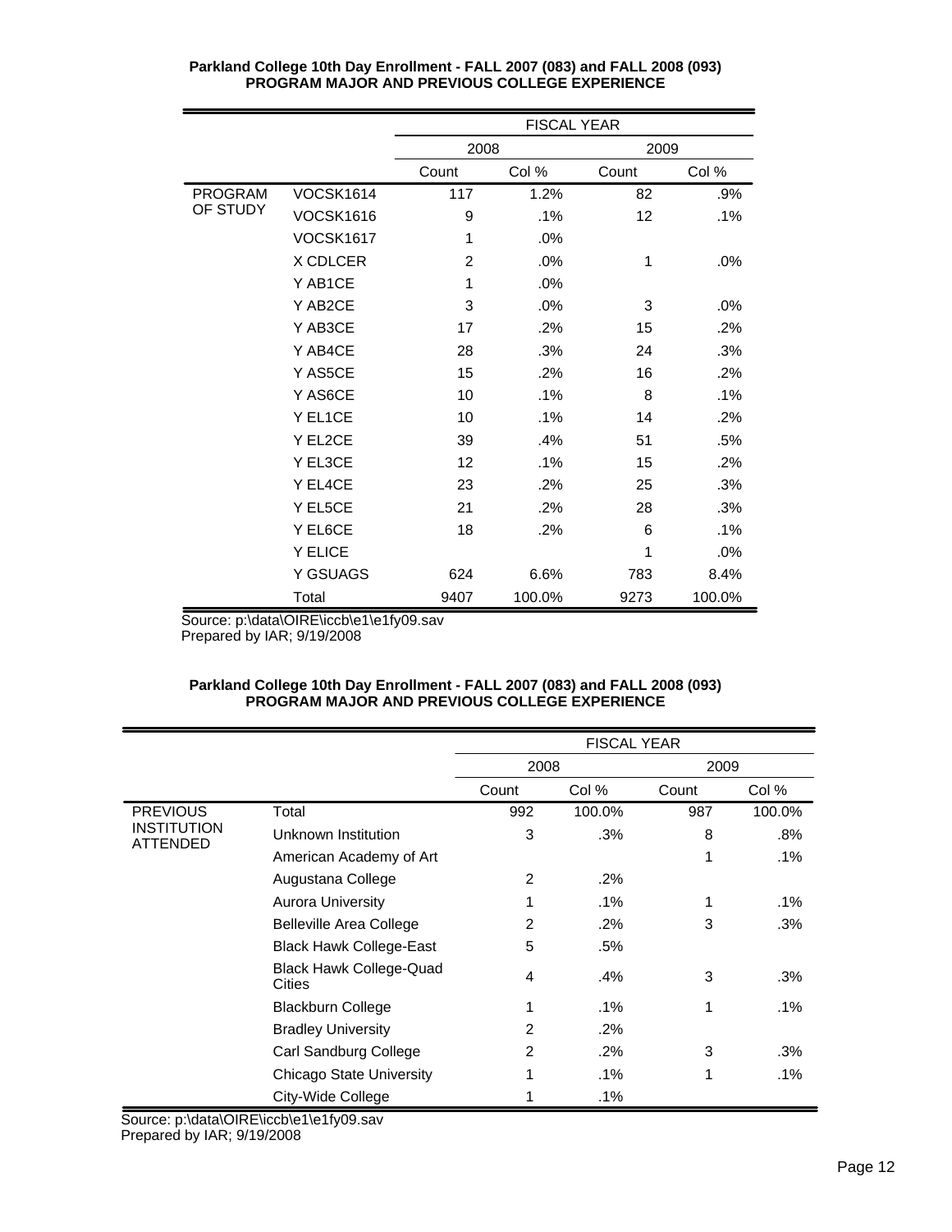**Parkland College 10th Day Enrollment - FALL 2007 (083) and FALL 2008 (093)**
**PROGRAM MAJOR AND PREVIOUS COLLEGE EXPERIENCE**

| | | FISCAL YEAR | | | |
|---|---|---|---|---|---|
| | | 2008 | | 2009 | |
| | | Count | Col % | Count | Col % |
| PROGRAM OF STUDY | VOCSK1614 | 117 | 1.2% | 82 | .9% |
| | VOCSK1616 | 9 | .1% | 12 | .1% |
| | VOCSK1617 | 1 | .0% | | |
| | X CDLCER | 2 | .0% | 1 | .0% |
| | Y AB1CE | 1 | .0% | | |
| | Y AB2CE | 3 | .0% | 3 | .0% |
| | Y AB3CE | 17 | .2% | 15 | .2% |
| | Y AB4CE | 28 | .3% | 24 | .3% |
| | Y AS5CE | 15 | .2% | 16 | .2% |
| | Y AS6CE | 10 | .1% | 8 | .1% |
| | Y EL1CE | 10 | .1% | 14 | .2% |
| | Y EL2CE | 39 | .4% | 51 | .5% |
| | Y EL3CE | 12 | .1% | 15 | .2% |
| | Y EL4CE | 23 | .2% | 25 | .3% |
| | Y EL5CE | 21 | .2% | 28 | .3% |
| | Y EL6CE | 18 | .2% | 6 | .1% |
| | Y ELICE | | | 1 | .0% |
| | Y GSUAGS | 624 | 6.6% | 783 | 8.4% |
| | Total | 9407 | 100.0% | 9273 | 100.0% |

Source: p:\data\OIRE\iccb\e1\e1fy09.sav
Prepared by IAR; 9/19/2008

**Parkland College 10th Day Enrollment - FALL 2007 (083) and FALL 2008 (093)**
**PROGRAM MAJOR AND PREVIOUS COLLEGE EXPERIENCE**

| | | FISCAL YEAR | | | |
|---|---|---|---|---|---|
| | | 2008 | | 2009 | |
| | | Count | Col % | Count | Col % |
| PREVIOUS INSTITUTION ATTENDED | Total | 992 | 100.0% | 987 | 100.0% |
| | Unknown Institution | 3 | .3% | 8 | .8% |
| | American Academy of Art | | | 1 | .1% |
| | Augustana College | 2 | .2% | | |
| | Aurora University | 1 | .1% | 1 | .1% |
| | Belleville Area College | 2 | .2% | 3 | .3% |
| | Black Hawk College-East | 5 | .5% | | |
| | Black Hawk College-Quad Cities | 4 | .4% | 3 | .3% |
| | Blackburn College | 1 | .1% | 1 | .1% |
| | Bradley University | 2 | .2% | | |
| | Carl Sandburg College | 2 | .2% | 3 | .3% |
| | Chicago State University | 1 | .1% | 1 | .1% |
| | City-Wide College | 1 | .1% | | |

Source: p:\data\OIRE\iccb\e1\e1fy09.sav
Prepared by IAR; 9/19/2008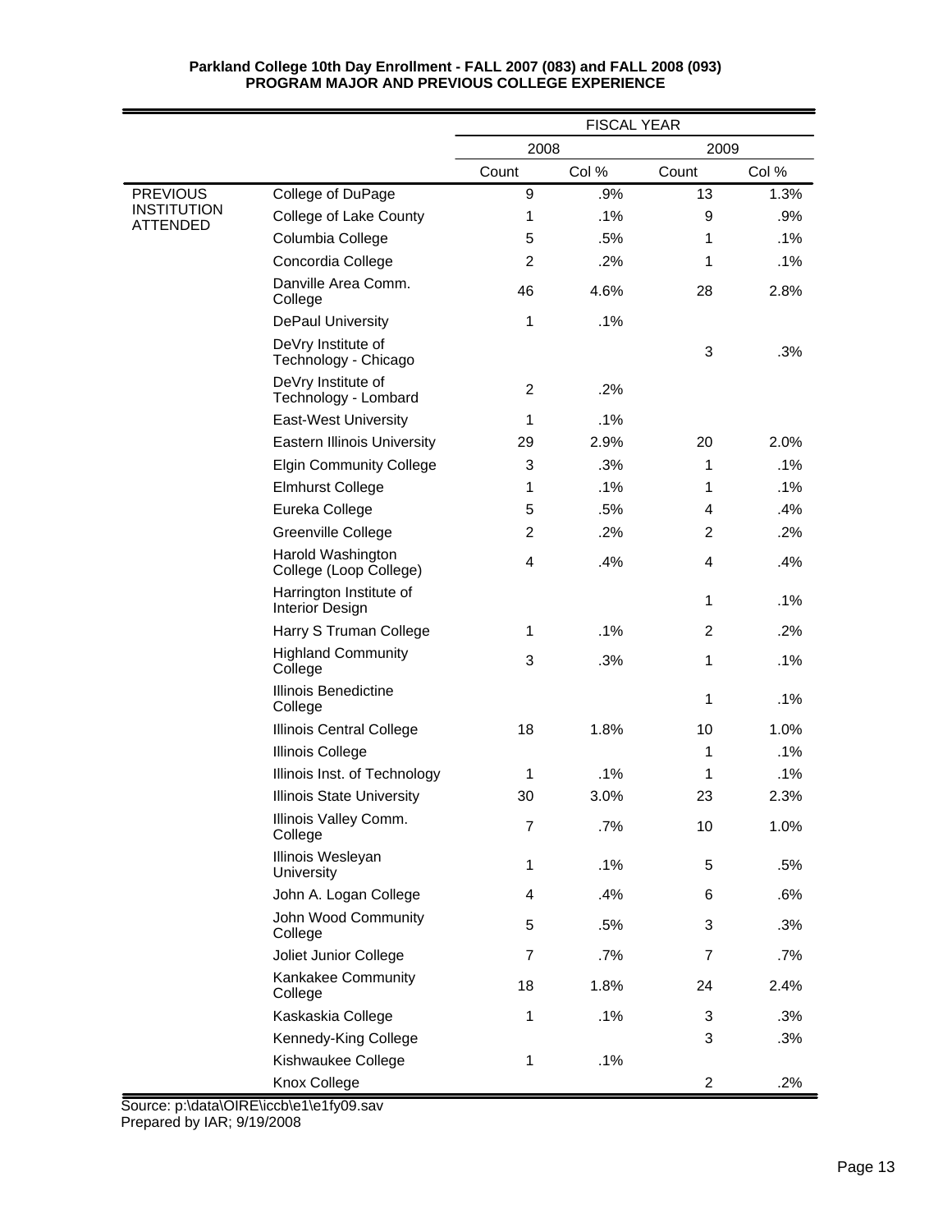**Parkland College 10th Day Enrollment - FALL 2007 (083) and FALL 2008 (093)**
**PROGRAM MAJOR AND PREVIOUS COLLEGE EXPERIENCE**

| | | FISCAL YEAR | | | |
|---|---|---|---|---|---|
| | | 2008 | | 2009 | |
| | | Count | Col % | Count | Col % |
| PREVIOUS INSTITUTION ATTENDED | College of DuPage | 9 | .9% | 13 | 1.3% |
| | College of Lake County | 1 | .1% | 9 | .9% |
| | Columbia College | 5 | .5% | 1 | .1% |
| | Concordia College | 2 | .2% | 1 | .1% |
| | Danville Area Comm. College | 46 | 4.6% | 28 | 2.8% |
| | DePaul University | 1 | .1% | | |
| | DeVry Institute of Technology - Chicago | | | 3 | .3% |
| | DeVry Institute of Technology - Lombard | 2 | .2% | | |
| | East-West University | 1 | .1% | | |
| | Eastern Illinois University | 29 | 2.9% | 20 | 2.0% |
| | Elgin Community College | 3 | .3% | 1 | .1% |
| | Elmhurst College | 1 | .1% | 1 | .1% |
| | Eureka College | 5 | .5% | 4 | .4% |
| | Greenville College | 2 | .2% | 2 | .2% |
| | Harold Washington College (Loop College) | 4 | .4% | 4 | .4% |
| | Harrington Institute of Interior Design | | | 1 | .1% |
| | Harry S Truman College | 1 | .1% | 2 | .2% |
| | Highland Community College | 3 | .3% | 1 | .1% |
| | Illinois Benedictine College | | | 1 | .1% |
| | Illinois Central College | 18 | 1.8% | 10 | 1.0% |
| | Illinois College | | | 1 | .1% |
| | Illinois Inst. of Technology | 1 | .1% | 1 | .1% |
| | Illinois State University | 30 | 3.0% | 23 | 2.3% |
| | Illinois Valley Comm. College | 7 | .7% | 10 | 1.0% |
| | Illinois Wesleyan University | 1 | .1% | 5 | .5% |
| | John A. Logan College | 4 | .4% | 6 | .6% |
| | John Wood Community College | 5 | .5% | 3 | .3% |
| | Joliet Junior College | 7 | .7% | 7 | .7% |
| | Kankakee Community College | 18 | 1.8% | 24 | 2.4% |
| | Kaskaskia College | 1 | .1% | 3 | .3% |
| | Kennedy-King College | | | 3 | .3% |
| | Kishwaukee College | 1 | .1% | | |
| | Knox College | | | 2 | .2% |

Source: p:\data\OIRE\iccb\e1\e1fy09.sav
Prepared by IAR; 9/19/2008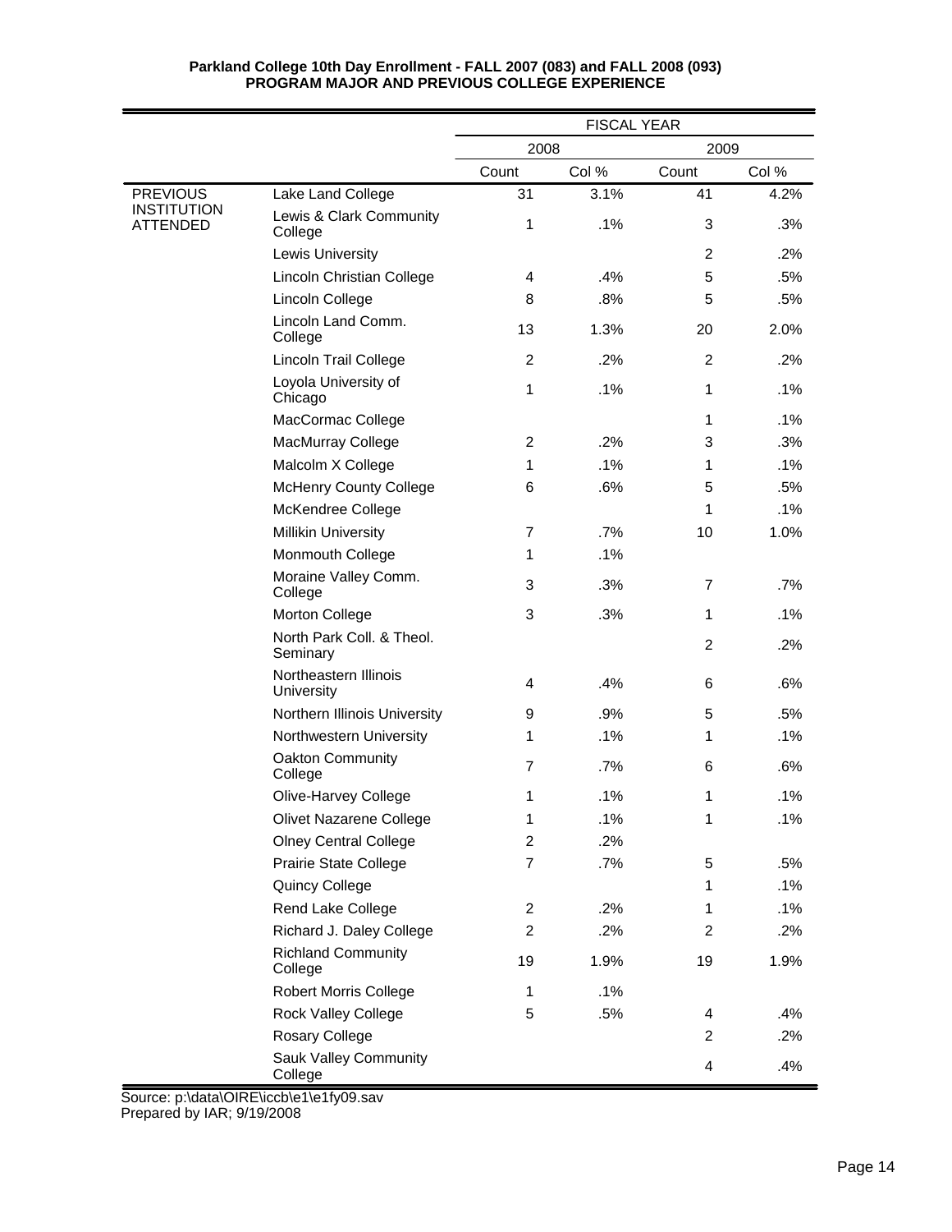**Parkland College 10th Day Enrollment - FALL 2007 (083) and FALL 2008 (093)**
**PROGRAM MAJOR AND PREVIOUS COLLEGE EXPERIENCE**

| | | FISCAL YEAR | | | |
|---|---|---|---|---|---|
| | | 2008 | | 2009 | |
| | | Count | Col % | Count | Col % |
| PREVIOUS INSTITUTION ATTENDED | Lake Land College | 31 | 3.1% | 41 | 4.2% |
| | Lewis & Clark Community College | 1 | .1% | 3 | .3% |
| | Lewis University | | | 2 | .2% |
| | Lincoln Christian College | 4 | .4% | 5 | .5% |
| | Lincoln College | 8 | .8% | 5 | .5% |
| | Lincoln Land Comm. College | 13 | 1.3% | 20 | 2.0% |
| | Lincoln Trail College | 2 | .2% | 2 | .2% |
| | Loyola University of Chicago | 1 | .1% | 1 | .1% |
| | MacCormac College | | | 1 | .1% |
| | MacMurray College | 2 | .2% | 3 | .3% |
| | Malcolm X College | 1 | .1% | 1 | .1% |
| | McHenry County College | 6 | .6% | 5 | .5% |
| | McKendree College | | | 1 | .1% |
| | Millikin University | 7 | .7% | 10 | 1.0% |
| | Monmouth College | 1 | .1% | | |
| | Moraine Valley Comm. College | 3 | .3% | 7 | .7% |
| | Morton College | 3 | .3% | 1 | .1% |
| | North Park Coll. & Theol. Seminary | | | 2 | .2% |
| | Northeastern Illinois University | 4 | .4% | 6 | .6% |
| | Northern Illinois University | 9 | .9% | 5 | .5% |
| | Northwestern University | 1 | .1% | 1 | .1% |
| | Oakton Community College | 7 | .7% | 6 | .6% |
| | Olive-Harvey College | 1 | .1% | 1 | .1% |
| | Olivet Nazarene College | 1 | .1% | 1 | .1% |
| | Olney Central College | 2 | .2% | | |
| | Prairie State College | 7 | .7% | 5 | .5% |
| | Quincy College | | | 1 | .1% |
| | Rend Lake College | 2 | .2% | 1 | .1% |
| | Richard J. Daley College | 2 | .2% | 2 | .2% |
| | Richland Community College | 19 | 1.9% | 19 | 1.9% |
| | Robert Morris College | 1 | .1% | | |
| | Rock Valley College | 5 | .5% | 4 | .4% |
| | Rosary College | | | 2 | .2% |
| | Sauk Valley Community College | | | 4 | .4% |

Source: p:\data\OIRE\iccb\e1\e1fy09.sav
Prepared by IAR; 9/19/2008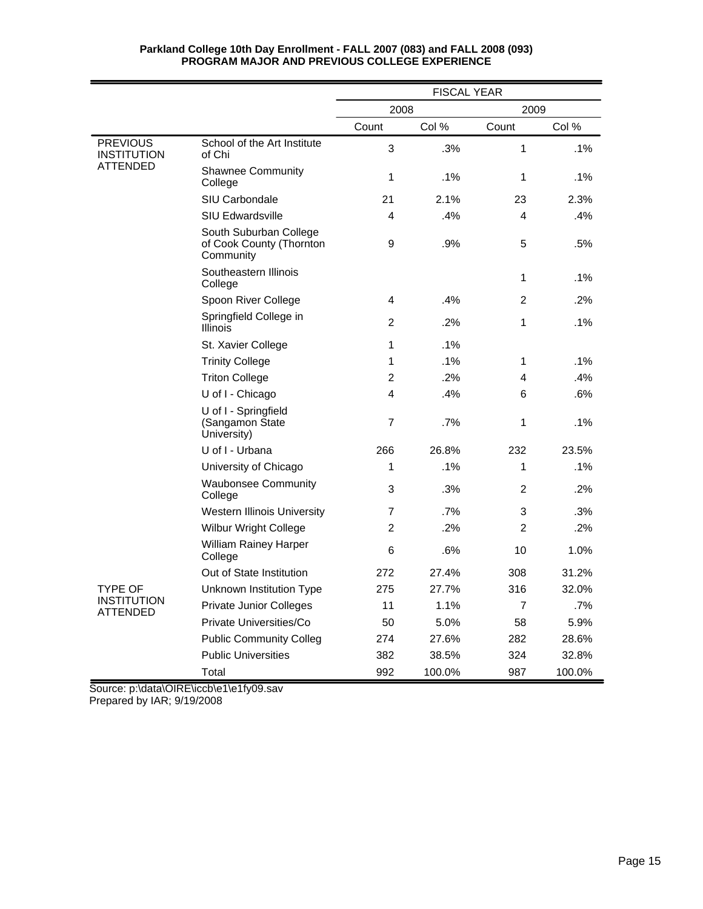**Parkland College 10th Day Enrollment - FALL 2007 (083) and FALL 2008 (093)**
**PROGRAM MAJOR AND PREVIOUS COLLEGE EXPERIENCE**

| | | FISCAL YEAR | | | |
|---|---|---|---|---|---|
| | | 2008 | | 2009 | |
| | | Count | Col % | Count | Col % |
| PREVIOUS INSTITUTION ATTENDED | School of the Art Institute of Chi | 3 | .3% | 1 | .1% |
| | Shawnee Community College | 1 | .1% | 1 | .1% |
| | SIU Carbondale | 21 | 2.1% | 23 | 2.3% |
| | SIU Edwardsville | 4 | .4% | 4 | .4% |
| | South Suburban College of Cook County (Thornton Community | 9 | .9% | 5 | .5% |
| | Southeastern Illinois College | | | 1 | .1% |
| | Spoon River College | 4 | .4% | 2 | .2% |
| | Springfield College in Illinois | 2 | .2% | 1 | .1% |
| | St. Xavier College | 1 | .1% | | |
| | Trinity College | 1 | .1% | 1 | .1% |
| | Triton College | 2 | .2% | 4 | .4% |
| | U of I - Chicago | 4 | .4% | 6 | .6% |
| | U of I - Springfield (Sangamon State University) | 7 | .7% | 1 | .1% |
| | U of I - Urbana | 266 | 26.8% | 232 | 23.5% |
| | University of Chicago | 1 | .1% | 1 | .1% |
| | Waubonsee Community College | 3 | .3% | 2 | .2% |
| | Western Illinois University | 7 | .7% | 3 | .3% |
| | Wilbur Wright College | 2 | .2% | 2 | .2% |
| | William Rainey Harper College | 6 | .6% | 10 | 1.0% |
| | Out of State Institution | 272 | 27.4% | 308 | 31.2% |
| TYPE OF INSTITUTION ATTENDED | Unknown Institution Type | 275 | 27.7% | 316 | 32.0% |
| | Private Junior Colleges | 11 | 1.1% | 7 | .7% |
| | Private Universities/Co | 50 | 5.0% | 58 | 5.9% |
| | Public Community Colleg | 274 | 27.6% | 282 | 28.6% |
| | Public Universities | 382 | 38.5% | 324 | 32.8% |
| | Total | 992 | 100.0% | 987 | 100.0% |

Source: p:\data\OIRE\iccb\e1\e1fy09.sav
Prepared by IAR; 9/19/2008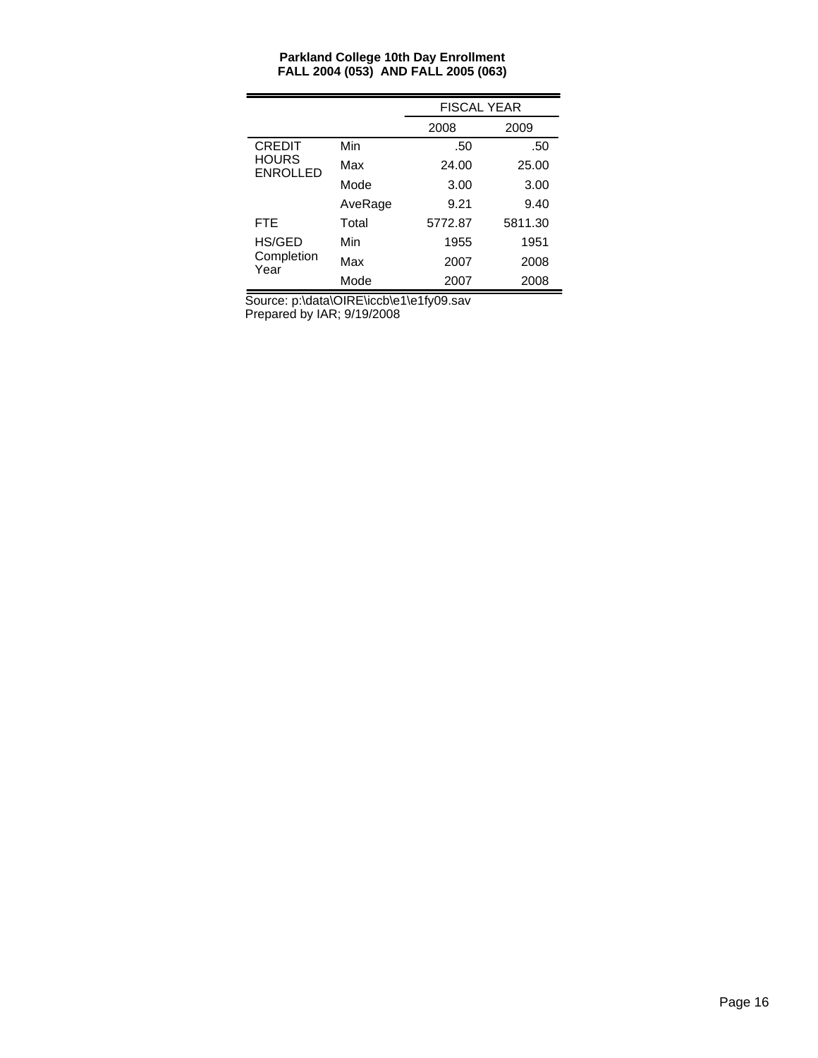**Parkland College 10th Day Enrollment**
**FALL 2004 (053) AND FALL 2005 (063)**

| | | FISCAL YEAR | |
|---|---|---|---|
| | | 2008 | 2009 |
| CREDIT HOURS ENROLLED | Min | .50 | .50 |
| | Max | 24.00 | 25.00 |
| | Mode | 3.00 | 3.00 |
| | AveRage | 9.21 | 9.40 |
| FTE | Total | 5772.87 | 5811.30 |
| HS/GED Completion Year | Min | 1955 | 1951 |
| | Max | 2007 | 2008 |
| | Mode | 2007 | 2008 |

Source: p:\data\OIRE\iccb\e1\e1fy09.sav
Prepared by IAR; 9/19/2008